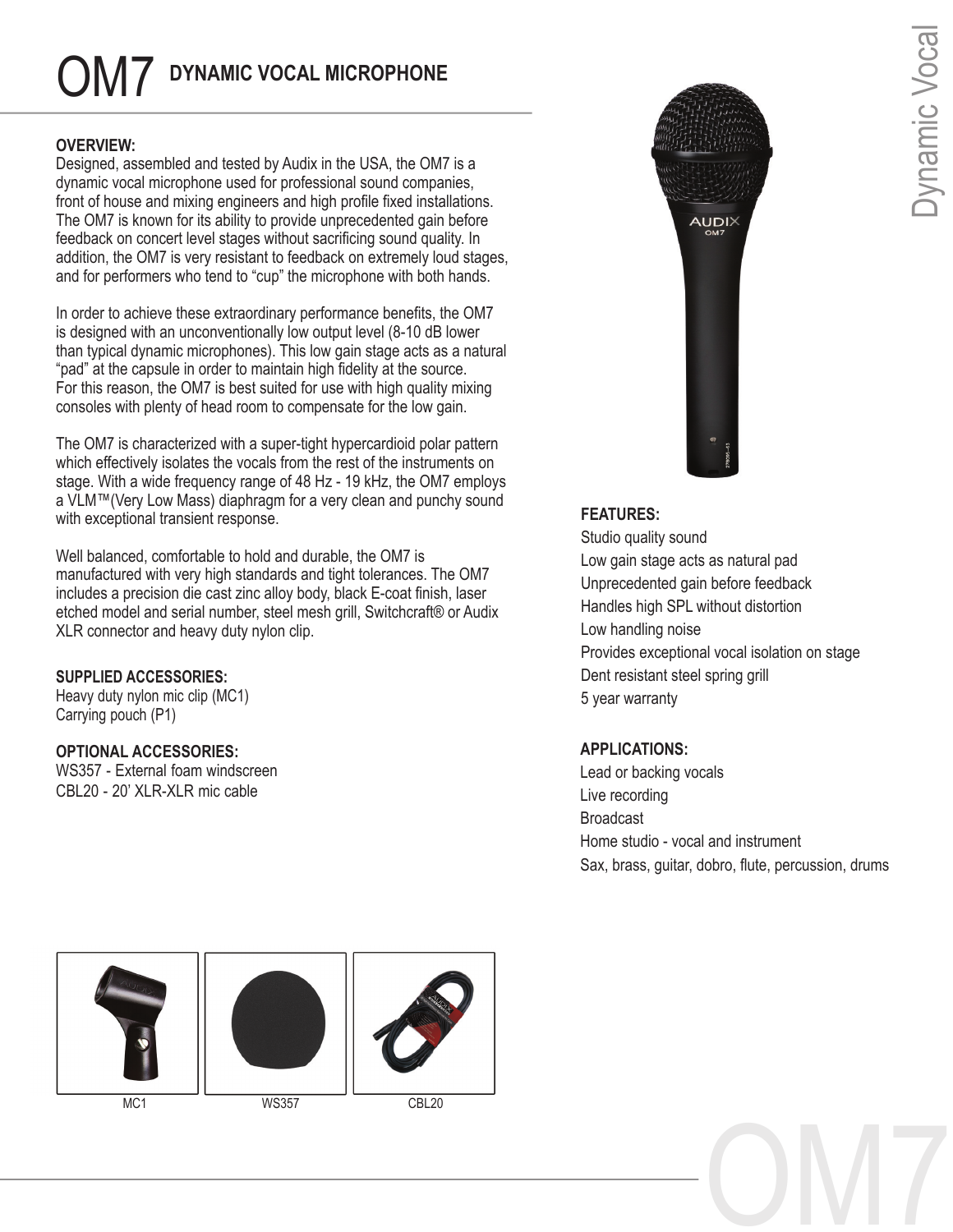# OM7 DYNAMIC VOCAL MICROPHONE

**OVERVIEW:**

Designed, assembled and tested by Audix in the USA, the OM7 is a dynamic vocal microphone used for professional sound companies, front of house and mixing engineers and high profile fixed installations. The OM7 is known for its ability to provide unprecedented gain before feedback on concert level stages without sacrificing sound quality. In addition, the OM7 is very resistant to feedback on extremely loud stages, and for performers who tend to "cup" the microphone with both hands.

In order to achieve these extraordinary performance benefits, the OM7 is designed with an unconventionally low output level (8-10 dB lower than typical dynamic microphones). This low gain stage acts as a natural "pad" at the capsule in order to maintain high fidelity at the source. For this reason, the OM7 is best suited for use with high quality mixing consoles with plenty of head room to compensate for the low gain.

The OM7 is characterized with a super-tight hypercardioid polar pattern which effectively isolates the vocals from the rest of the instruments on stage. With a wide frequency range of 48 Hz - 19 kHz, the OM7 employs a VLM™(Very Low Mass) diaphragm for a very clean and punchy sound with exceptional transient response.

Well balanced, comfortable to hold and durable, the OM7 is manufactured with very high standards and tight tolerances. The OM7 includes a precision die cast zinc alloy body, black E-coat finish, laser etched model and serial number, steel mesh grill, Switchcraft® or Audix XLR connector and heavy duty nylon clip.

**SUPPLIED ACCESSORIES:**

Heavy duty nylon mic clip (MC1)
Carrying pouch (P1)

**OPTIONAL ACCESSORIES:**

WS357 - External foam windscreen
CBL20 - 20' XLR-XLR mic cable

**FEATURES:**

- Studio quality sound
- Low gain stage acts as natural pad
- Unprecedented gain before feedback
- Handles high SPL without distortion
- Low handling noise
- Provides exceptional vocal isolation on stage
- Dent resistant steel spring grill
- 5 year warranty

**APPLICATIONS:**

- Lead or backing vocals
- Live recording
- Broadcast
- Home studio - vocal and instrument
- Sax, brass, guitar, dobro, flute, percussion, drums

MC1 WS357 CBL20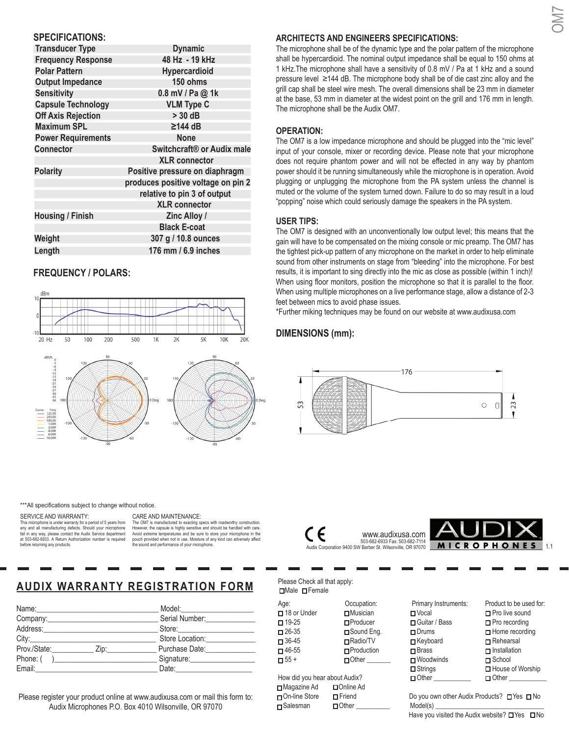## SPECIFICATIONS:

| | |
|---|---|
| Transducer Type | Dynamic |
| Frequency Response | 48 Hz - 19 kHz |
| Polar Pattern | Hypercardioid |
| Output Impedance | 150 ohms |
| Sensitivity | 0.8 mV / Pa @ 1k |
| Capsule Technology | VLM Type C |
| Off Axis Rejection | > 30 dB |
| Maximum SPL | ≥144 dB |
| Power Requirements | None |
| Connector | Switchcraft® or Audix male XLR connector |
| Polarity | Positive pressure on diaphragm produces positive voltage on pin 2 relative to pin 3 of output XLR connector |
| Housing / Finish | Zinc Alloy / Black E-coat |
| Weight | 307 g / 10.8 ounces |
| Length | 176 mm / 6.9 inches |

## FREQUENCY / POLARS:

dBm
10
0
-10
20 Hz 50 100 200 500 1K 2K 5K 10K 20K

dBSPL 0 -3 -6 -9 -12 -15 -18 -21 -24 -27 -30 -33 -36

Curve Freq
125.00
250.00
500.00
1.00K
2.00K
4.00K
8.00K
16.00K

90 60 30 0 Deg -30 -60 -90 -120 -150 180 150 120

## ARCHITECTS AND ENGINEERS SPECIFICATIONS:

The microphone shall be of the dynamic type and the polar pattern of the microphone shall be hypercardioid. The nominal output impedance shall be equal to 150 ohms at 1 kHz.The microphone shall have a sensitivity of 0.8 mV / Pa at 1 kHz and a sound pressure level ≥144 dB. The microphone body shall be of die cast zinc alloy and the grill cap shall be steel wire mesh. The overall dimensions shall be 23 mm in diameter at the base, 53 mm in diameter at the widest point on the grill and 176 mm in length. The microphone shall be the Audix OM7.

## OPERATION:

The OM7 is a low impedance microphone and should be plugged into the "mic level" input of your console, mixer or recording device. Please note that your microphone does not require phantom power and will not be effected in any way by phantom power should it be running simultaneously while the microphone is in operation. Avoid plugging or unplugging the microphone from the PA system unless the channel is muted or the volume of the system turned down. Failure to do so may result in a loud "popping" noise which could seriously damage the speakers in the PA system.

## USER TIPS:

The OM7 is designed with an unconventionally low output level; this means that the gain will have to be compensated on the mixing console or mic preamp. The OM7 has the tightest pick-up pattern of any microphone on the market in order to help eliminate sound from other instruments on stage from "bleeding" into the microphone. For best results, it is important to sing directly into the mic as close as possible (within 1 inch)! When using floor monitors, position the microphone so that it is parallel to the floor. When using multiple microphones on a live performance stage, allow a distance of 2-3 feet between mics to avoid phase issues.

*Further miking techniques may be found on our website at www.audixusa.com

## DIMENSIONS (mm):

176
53
23

***All specifications subject to change without notice.

SERVICE AND WARRANTY:
This microphone is under warranty for a period of 5 years from any and all manufacturing defects. Should your microphone fail in any way, please contact the Audix Service department at 503-682-6933. A Return Authorization number is required before returning any products.

CARE AND MAINTENANCE:
The OM7 is manufactured to exacting specs with roadworthy construction. However, the capsule is highly sensitive and should be handled with care. Avoid extreme temperatures and be sure to store your microphone in the pouch provided when not in use. Moisture of any kind can adversely affect the sound and performance of your microphone.

CE

www.audixusa.com
503-682-6933 Fax: 503-682-7114
Audix Corporation 9400 SW Barber St. Wilsonville, OR 97070

AUDIX MICROPHONES 1.1

## AUDIX WARRANTY REGISTRATION FORM

Name:______________________ Model:______________
Company:____________________ Serial Number:__________
Address:_____________________ Store:______________
City:________________________ Store Location:__________
Prov./State:__________ Zip:__________ Purchase Date:__________
Phone: ( )____________________ Signature:______________
Email:_______________________ Date:_______________

Please register your product online at www.audixusa.com or mail this form to:
Audix Microphones P.O. Box 4010 Wilsonville, OR 97070

Please Check all that apply:
☐ Male ☐ Female

Age:
☐ 18 or Under
☐ 19-25
☐ 26-35
☐ 36-45
☐ 46-55
☐ 55 +

Occupation:
☐ Musician
☐ Producer
☐ Sound Eng.
☐ Radio/TV
☐ Production
☐ Other ______

Primary Instruments:
☐ Vocal
☐ Guitar / Bass
☐ Drums
☐ Keyboard
☐ Brass
☐ Woodwinds
☐ Strings
☐ Other __________

Product to be used for:
☐ Pro live sound
☐ Pro recording
☐ Home recording
☐ Rehearsal
☐ Installation
☐ School
☐ House of Worship
☐ Other __________

How did you hear about Audix?
☐ Magazine Ad ☐ Online Ad
☐ On-line Store ☐ Friend
☐ Salesman ☐ Other ________

Do you own other Audix Products? ☐ Yes ☐ No
Model(s) ______________________
Have you visited the Audix website? ☐ Yes ☐ No